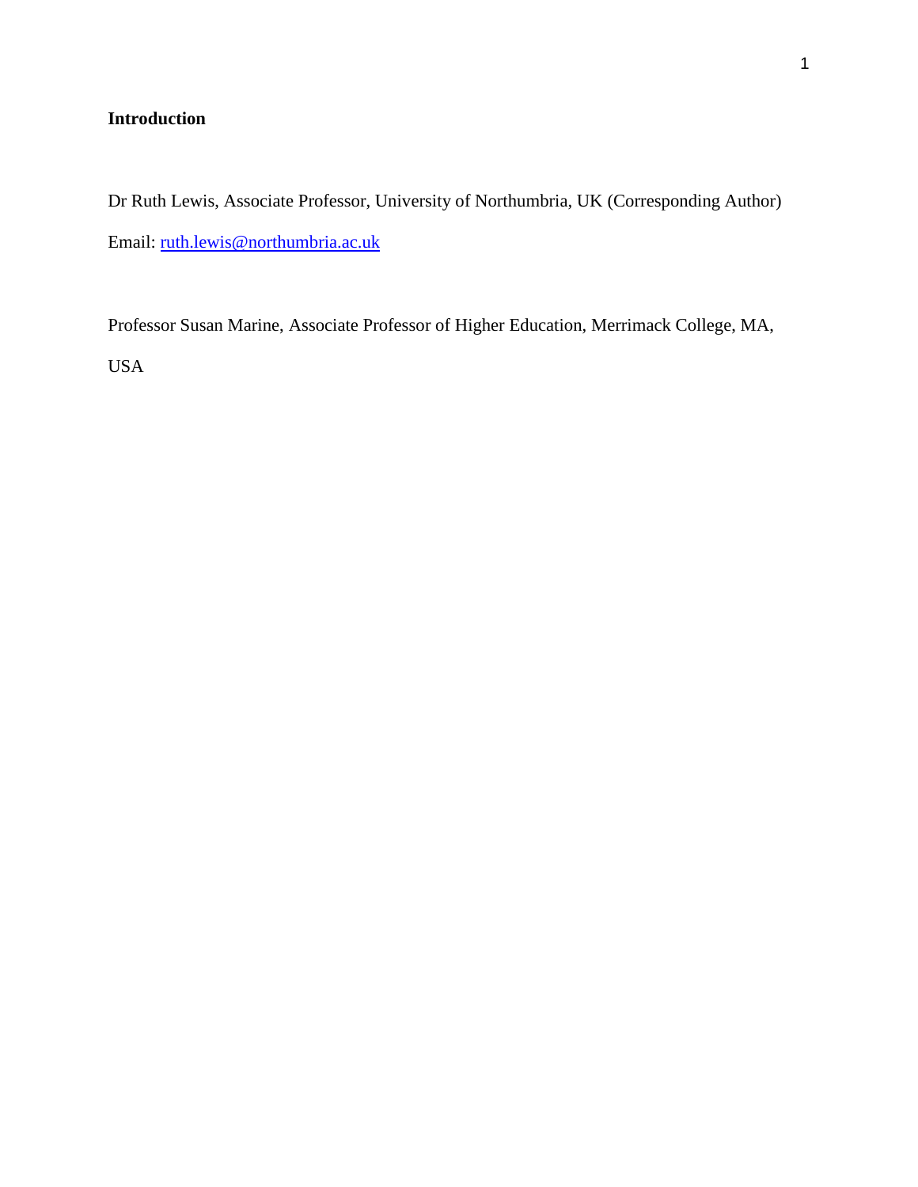# Introduction

Dr Ruth Lewis, Associate Professor, University of Northumbria, UK (Corresponding Author)

Email: ruth.lewis@northumbria.ac.uk

Professor Susan Marine, Associate Professor of Higher Education, Merrimack College, MA, USA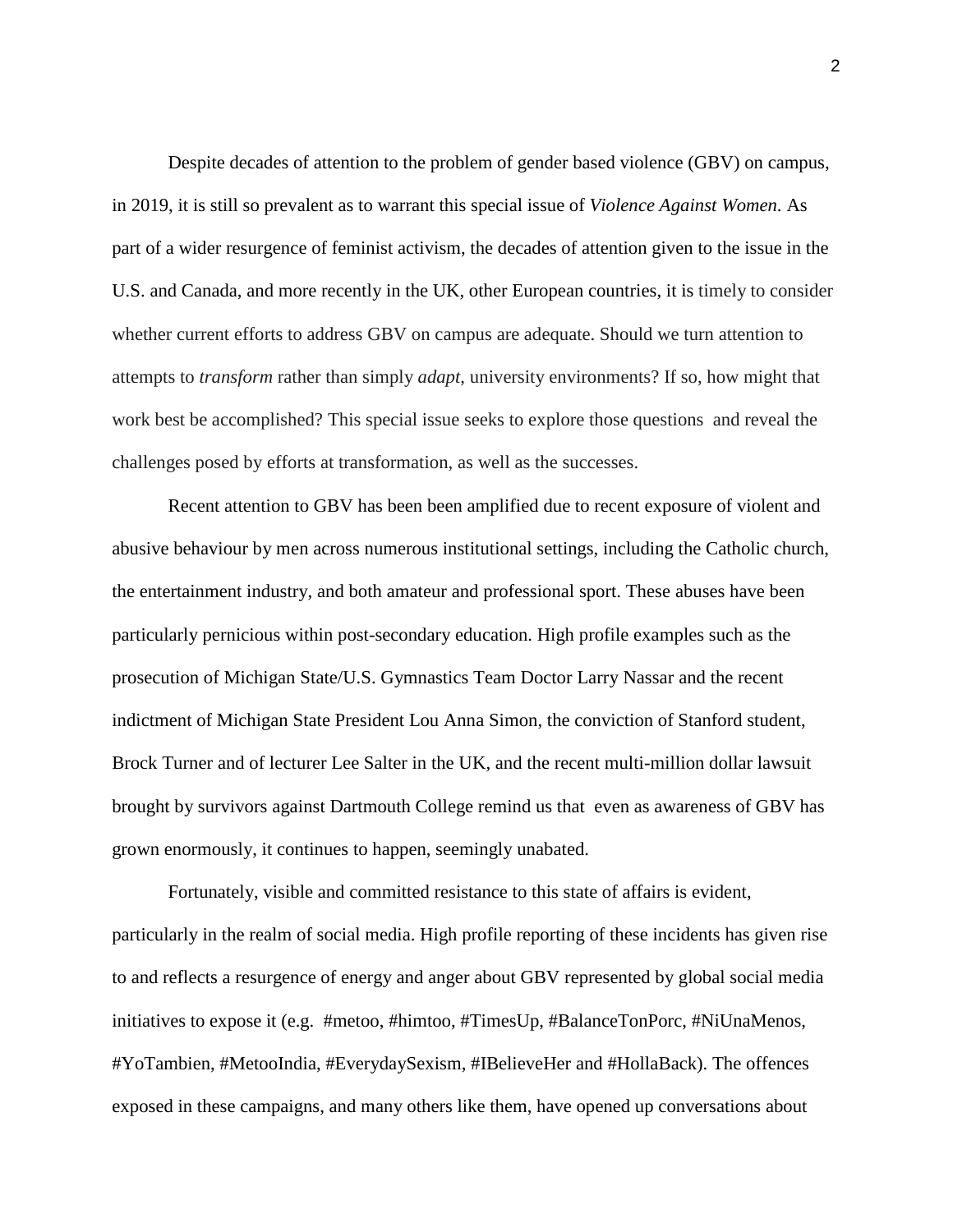Despite decades of attention to the problem of gender based violence (GBV) on campus, in 2019, it is still so prevalent as to warrant this special issue of *Violence Against Women*. As part of a wider resurgence of feminist activism, the decades of attention given to the issue in the U.S. and Canada, and more recently in the UK, other European countries, it is timely to consider whether current efforts to address GBV on campus are adequate. Should we turn attention to attempts to *transform* rather than simply *adapt*, university environments? If so, how might that work best be accomplished? This special issue seeks to explore those questions and reveal the challenges posed by efforts at transformation, as well as the successes.

Recent attention to GBV has been been amplified due to recent exposure of violent and abusive behaviour by men across numerous institutional settings, including the Catholic church, the entertainment industry, and both amateur and professional sport. These abuses have been particularly pernicious within post-secondary education. High profile examples such as the prosecution of Michigan State/U.S. Gymnastics Team Doctor Larry Nassar and the recent indictment of Michigan State President Lou Anna Simon, the conviction of Stanford student, Brock Turner and of lecturer Lee Salter in the UK, and the recent multi-million dollar lawsuit brought by survivors against Dartmouth College remind us that even as awareness of GBV has grown enormously, it continues to happen, seemingly unabated.

Fortunately, visible and committed resistance to this state of affairs is evident, particularly in the realm of social media. High profile reporting of these incidents has given rise to and reflects a resurgence of energy and anger about GBV represented by global social media initiatives to expose it (e.g. #metoo, #himtoo, #TimesUp, #BalanceTonPorc, #NiUnaMenos, #YoTambien, #MetooIndia, #EverydaySexism, #IBelieveHer and #HollaBack). The offences exposed in these campaigns, and many others like them, have opened up conversations about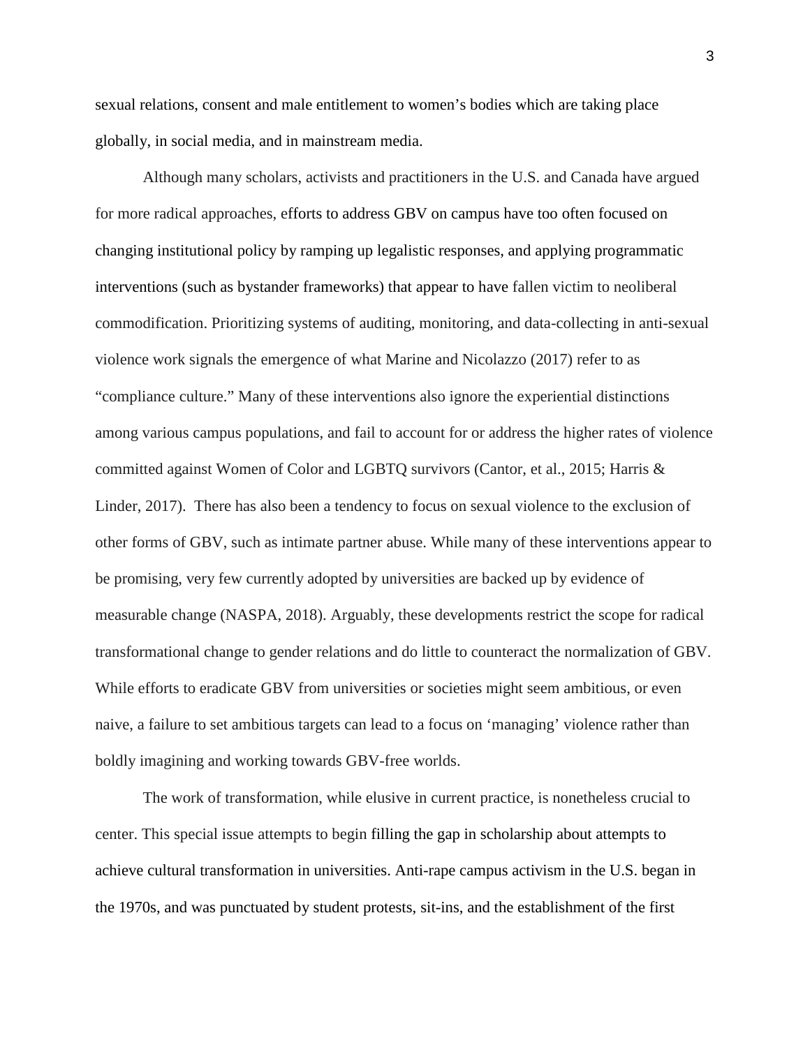sexual relations, consent and male entitlement to women's bodies which are taking place globally, in social media, and in mainstream media.

Although many scholars, activists and practitioners in the U.S. and Canada have argued for more radical approaches, efforts to address GBV on campus have too often focused on changing institutional policy by ramping up legalistic responses, and applying programmatic interventions (such as bystander frameworks) that appear to have fallen victim to neoliberal commodification. Prioritizing systems of auditing, monitoring, and data-collecting in anti-sexual violence work signals the emergence of what Marine and Nicolazzo (2017) refer to as "compliance culture." Many of these interventions also ignore the experiential distinctions among various campus populations, and fail to account for or address the higher rates of violence committed against Women of Color and LGBTQ survivors (Cantor, et al., 2015; Harris & Linder, 2017). There has also been a tendency to focus on sexual violence to the exclusion of other forms of GBV, such as intimate partner abuse. While many of these interventions appear to be promising, very few currently adopted by universities are backed up by evidence of measurable change (NASPA, 2018). Arguably, these developments restrict the scope for radical transformational change to gender relations and do little to counteract the normalization of GBV. While efforts to eradicate GBV from universities or societies might seem ambitious, or even naive, a failure to set ambitious targets can lead to a focus on 'managing' violence rather than boldly imagining and working towards GBV-free worlds.

The work of transformation, while elusive in current practice, is nonetheless crucial to center. This special issue attempts to begin filling the gap in scholarship about attempts to achieve cultural transformation in universities. Anti-rape campus activism in the U.S. began in the 1970s, and was punctuated by student protests, sit-ins, and the establishment of the first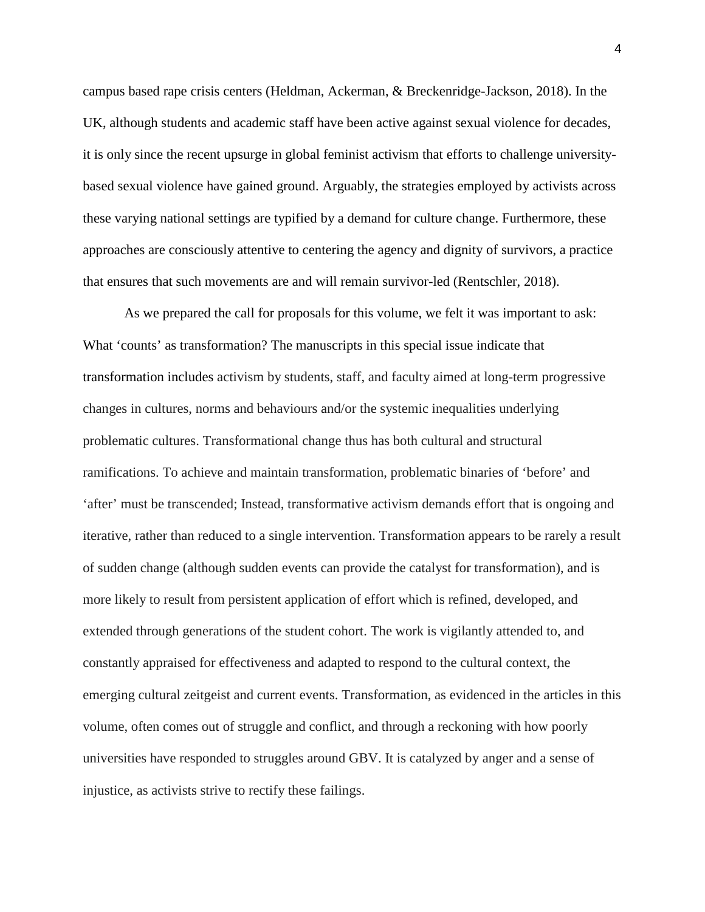campus based rape crisis centers (Heldman, Ackerman, & Breckenridge-Jackson, 2018). In the UK, although students and academic staff have been active against sexual violence for decades, it is only since the recent upsurge in global feminist activism that efforts to challenge university-based sexual violence have gained ground. Arguably, the strategies employed by activists across these varying national settings are typified by a demand for culture change. Furthermore, these approaches are consciously attentive to centering the agency and dignity of survivors, a practice that ensures that such movements are and will remain survivor-led (Rentschler, 2018).

As we prepared the call for proposals for this volume, we felt it was important to ask: What 'counts' as transformation? The manuscripts in this special issue indicate that transformation includes activism by students, staff, and faculty aimed at long-term progressive changes in cultures, norms and behaviours and/or the systemic inequalities underlying problematic cultures. Transformational change thus has both cultural and structural ramifications. To achieve and maintain transformation, problematic binaries of 'before' and 'after' must be transcended; Instead, transformative activism demands effort that is ongoing and iterative, rather than reduced to a single intervention. Transformation appears to be rarely a result of sudden change (although sudden events can provide the catalyst for transformation), and is more likely to result from persistent application of effort which is refined, developed, and extended through generations of the student cohort. The work is vigilantly attended to, and constantly appraised for effectiveness and adapted to respond to the cultural context, the emerging cultural zeitgeist and current events. Transformation, as evidenced in the articles in this volume, often comes out of struggle and conflict, and through a reckoning with how poorly universities have responded to struggles around GBV. It is catalyzed by anger and a sense of injustice, as activists strive to rectify these failings.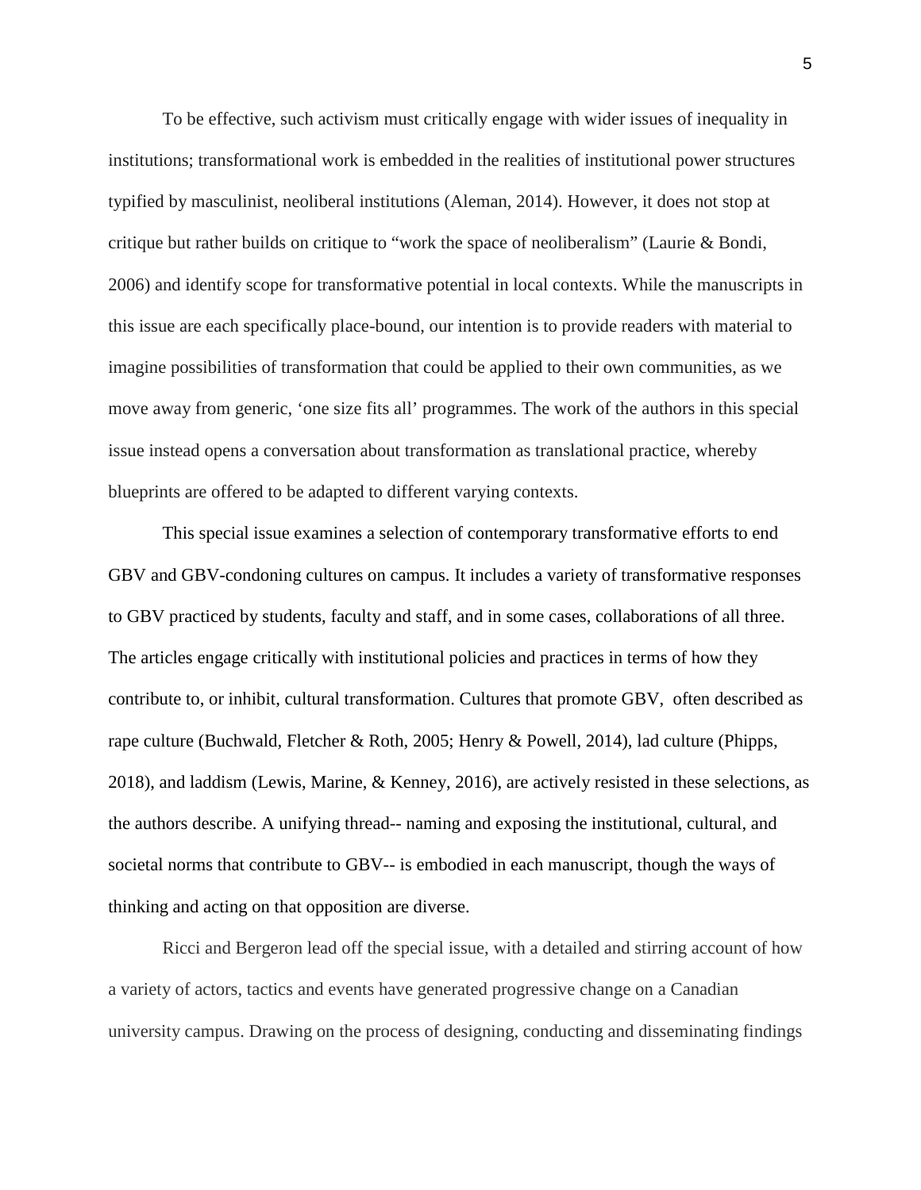To be effective, such activism must critically engage with wider issues of inequality in institutions; transformational work is embedded in the realities of institutional power structures typified by masculinist, neoliberal institutions (Aleman, 2014). However, it does not stop at critique but rather builds on critique to “work the space of neoliberalism” (Laurie & Bondi, 2006) and identify scope for transformative potential in local contexts. While the manuscripts in this issue are each specifically place-bound, our intention is to provide readers with material to imagine possibilities of transformation that could be applied to their own communities, as we move away from generic, ‘one size fits all’ programmes. The work of the authors in this special issue instead opens a conversation about transformation as translational practice, whereby blueprints are offered to be adapted to different varying contexts.

This special issue examines a selection of contemporary transformative efforts to end GBV and GBV-condoning cultures on campus. It includes a variety of transformative responses to GBV practiced by students, faculty and staff, and in some cases, collaborations of all three. The articles engage critically with institutional policies and practices in terms of how they contribute to, or inhibit, cultural transformation. Cultures that promote GBV, often described as rape culture (Buchwald, Fletcher & Roth, 2005; Henry & Powell, 2014), lad culture (Phipps, 2018), and laddism (Lewis, Marine, & Kenney, 2016), are actively resisted in these selections, as the authors describe. A unifying thread-- naming and exposing the institutional, cultural, and societal norms that contribute to GBV-- is embodied in each manuscript, though the ways of thinking and acting on that opposition are diverse.

Ricci and Bergeron lead off the special issue, with a detailed and stirring account of how a variety of actors, tactics and events have generated progressive change on a Canadian university campus. Drawing on the process of designing, conducting and disseminating findings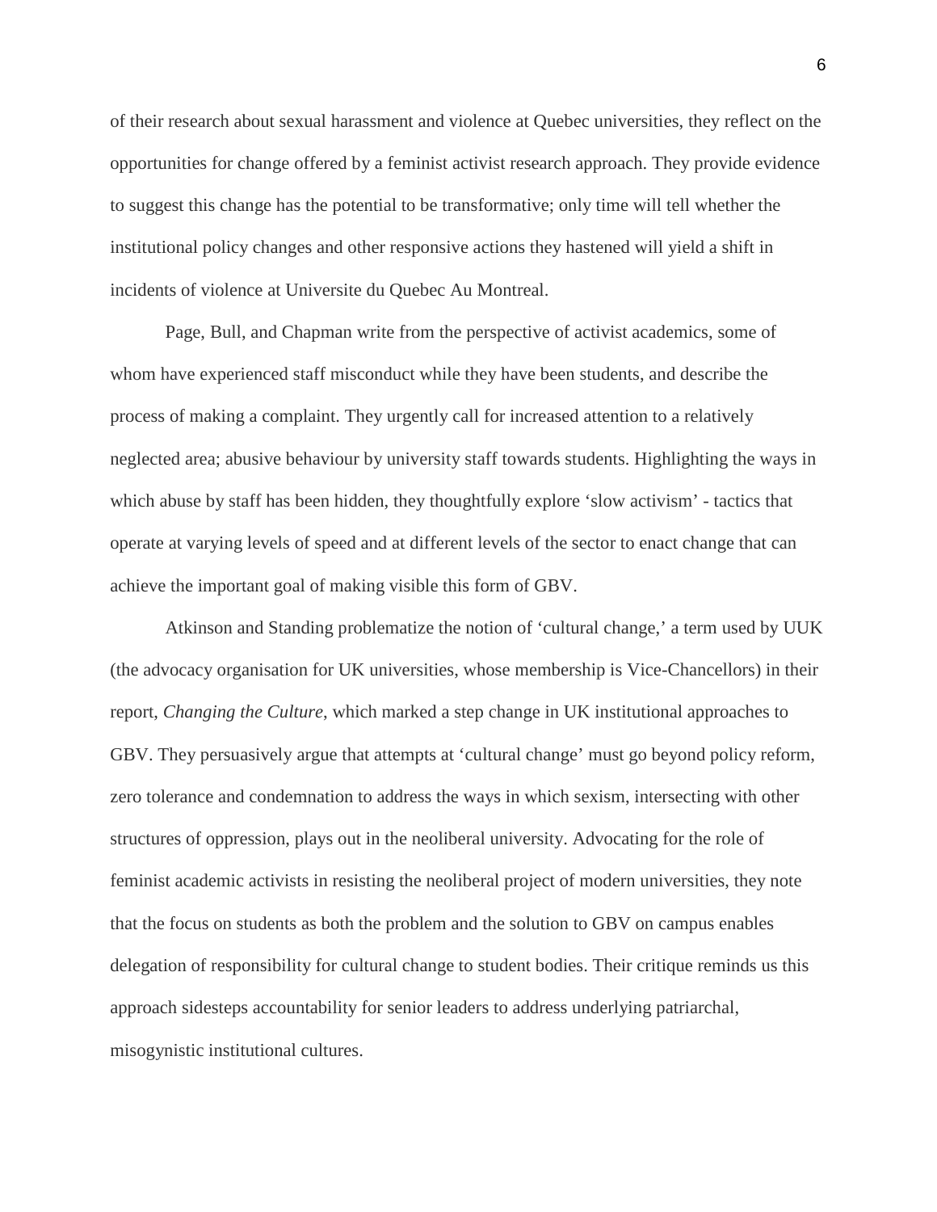of their research about sexual harassment and violence at Quebec universities, they reflect on the opportunities for change offered by a feminist activist research approach. They provide evidence to suggest this change has the potential to be transformative; only time will tell whether the institutional policy changes and other responsive actions they hastened will yield a shift in incidents of violence at Universite du Quebec Au Montreal.

Page, Bull, and Chapman write from the perspective of activist academics, some of whom have experienced staff misconduct while they have been students, and describe the process of making a complaint. They urgently call for increased attention to a relatively neglected area; abusive behaviour by university staff towards students. Highlighting the ways in which abuse by staff has been hidden, they thoughtfully explore 'slow activism' - tactics that operate at varying levels of speed and at different levels of the sector to enact change that can achieve the important goal of making visible this form of GBV.

Atkinson and Standing problematize the notion of 'cultural change,' a term used by UUK (the advocacy organisation for UK universities, whose membership is Vice-Chancellors) in their report, *Changing the Culture*, which marked a step change in UK institutional approaches to GBV. They persuasively argue that attempts at 'cultural change' must go beyond policy reform, zero tolerance and condemnation to address the ways in which sexism, intersecting with other structures of oppression, plays out in the neoliberal university. Advocating for the role of feminist academic activists in resisting the neoliberal project of modern universities, they note that the focus on students as both the problem and the solution to GBV on campus enables delegation of responsibility for cultural change to student bodies. Their critique reminds us this approach sidesteps accountability for senior leaders to address underlying patriarchal, misogynistic institutional cultures.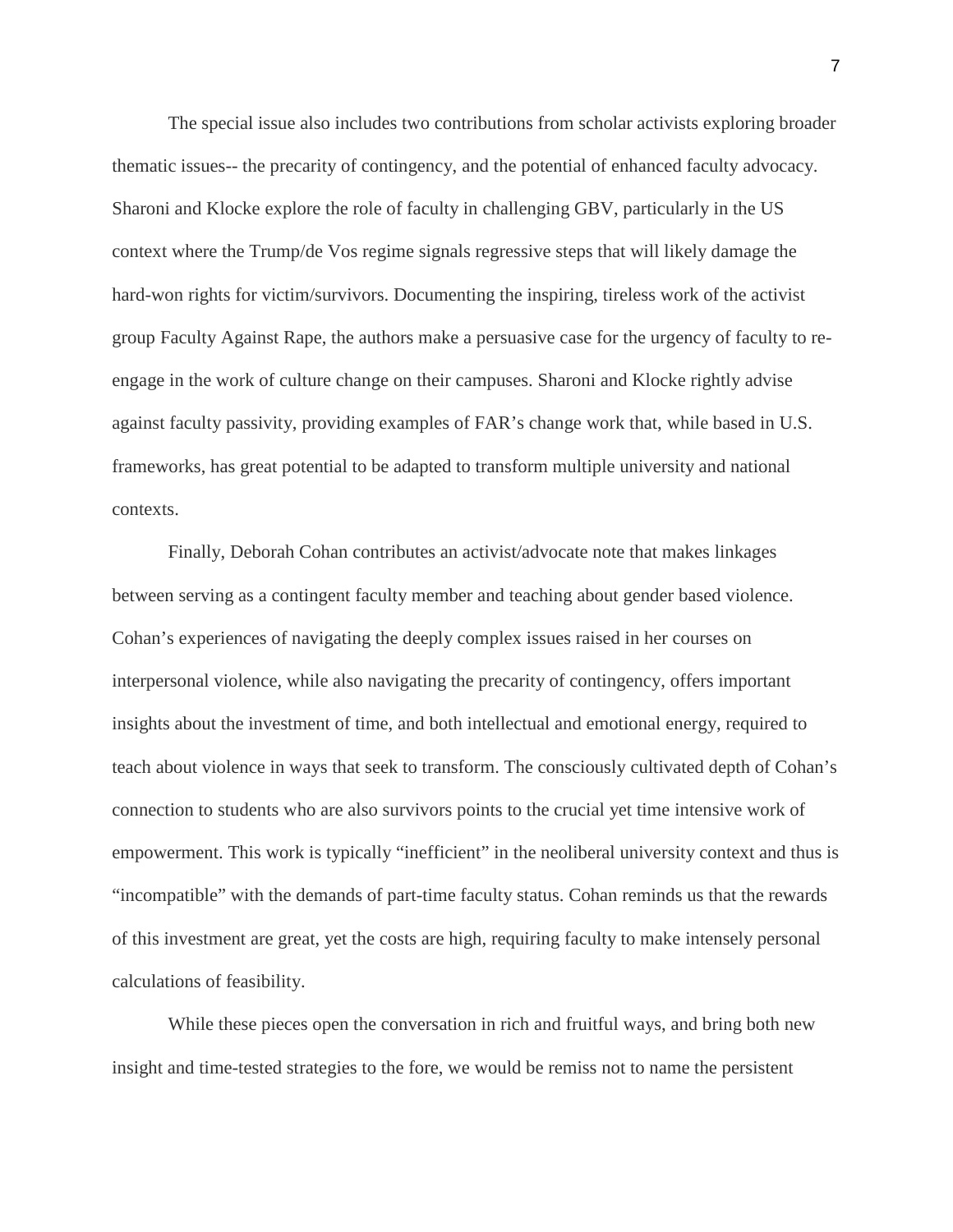The special issue also includes two contributions from scholar activists exploring broader thematic issues-- the precarity of contingency, and the potential of enhanced faculty advocacy. Sharoni and Klocke explore the role of faculty in challenging GBV, particularly in the US context where the Trump/de Vos regime signals regressive steps that will likely damage the hard-won rights for victim/survivors. Documenting the inspiring, tireless work of the activist group Faculty Against Rape, the authors make a persuasive case for the urgency of faculty to re-engage in the work of culture change on their campuses. Sharoni and Klocke rightly advise against faculty passivity, providing examples of FAR's change work that, while based in U.S. frameworks, has great potential to be adapted to transform multiple university and national contexts.

Finally, Deborah Cohan contributes an activist/advocate note that makes linkages between serving as a contingent faculty member and teaching about gender based violence. Cohan's experiences of navigating the deeply complex issues raised in her courses on interpersonal violence, while also navigating the precarity of contingency, offers important insights about the investment of time, and both intellectual and emotional energy, required to teach about violence in ways that seek to transform. The consciously cultivated depth of Cohan's connection to students who are also survivors points to the crucial yet time intensive work of empowerment. This work is typically "inefficient" in the neoliberal university context and thus is "incompatible" with the demands of part-time faculty status. Cohan reminds us that the rewards of this investment are great, yet the costs are high, requiring faculty to make intensely personal calculations of feasibility.

While these pieces open the conversation in rich and fruitful ways, and bring both new insight and time-tested strategies to the fore, we would be remiss not to name the persistent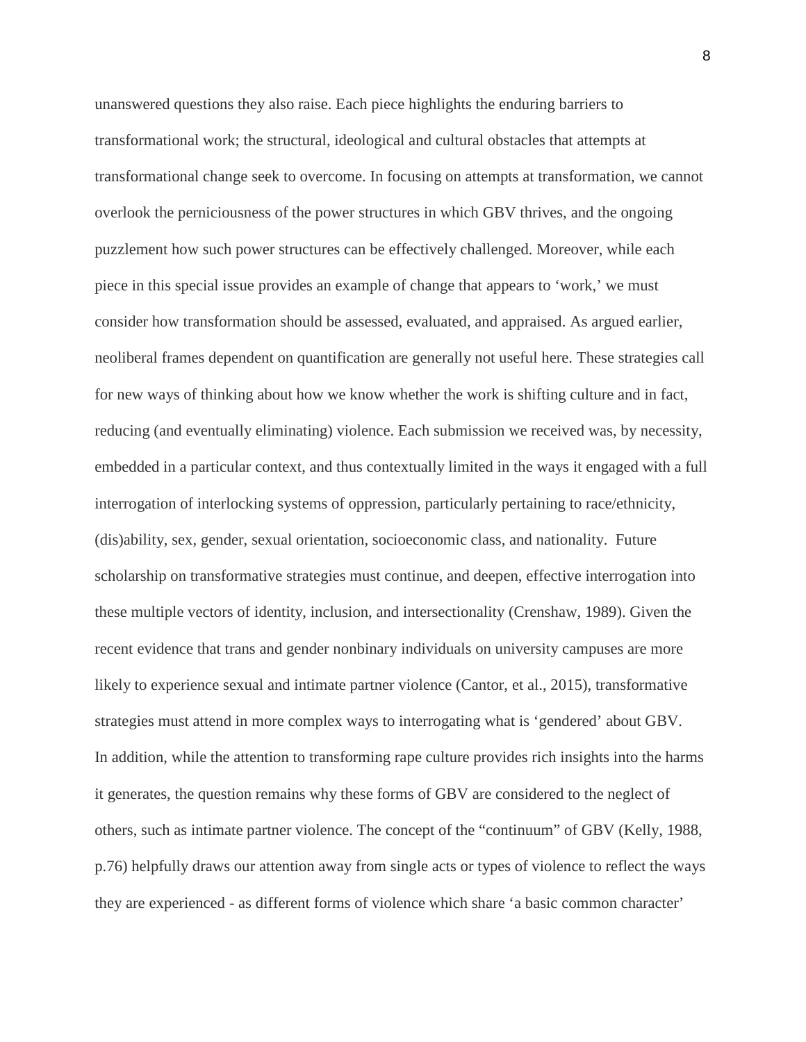unanswered questions they also raise. Each piece highlights the enduring barriers to transformational work; the structural, ideological and cultural obstacles that attempts at transformational change seek to overcome. In focusing on attempts at transformation, we cannot overlook the perniciousness of the power structures in which GBV thrives, and the ongoing puzzlement how such power structures can be effectively challenged. Moreover, while each piece in this special issue provides an example of change that appears to 'work,' we must consider how transformation should be assessed, evaluated, and appraised. As argued earlier, neoliberal frames dependent on quantification are generally not useful here. These strategies call for new ways of thinking about how we know whether the work is shifting culture and in fact, reducing (and eventually eliminating) violence. Each submission we received was, by necessity, embedded in a particular context, and thus contextually limited in the ways it engaged with a full interrogation of interlocking systems of oppression, particularly pertaining to race/ethnicity, (dis)ability, sex, gender, sexual orientation, socioeconomic class, and nationality. Future scholarship on transformative strategies must continue, and deepen, effective interrogation into these multiple vectors of identity, inclusion, and intersectionality (Crenshaw, 1989). Given the recent evidence that trans and gender nonbinary individuals on university campuses are more likely to experience sexual and intimate partner violence (Cantor, et al., 2015), transformative strategies must attend in more complex ways to interrogating what is 'gendered' about GBV. In addition, while the attention to transforming rape culture provides rich insights into the harms it generates, the question remains why these forms of GBV are considered to the neglect of others, such as intimate partner violence. The concept of the "continuum" of GBV (Kelly, 1988, p.76) helpfully draws our attention away from single acts or types of violence to reflect the ways they are experienced - as different forms of violence which share 'a basic common character'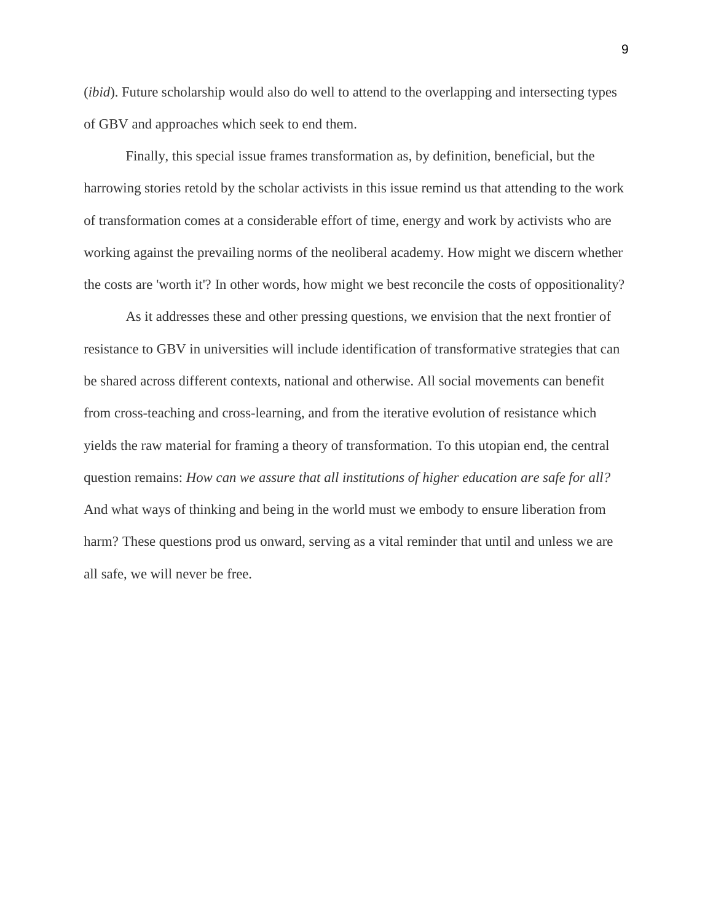(*ibid*). Future scholarship would also do well to attend to the overlapping and intersecting types of GBV and approaches which seek to end them.

Finally, this special issue frames transformation as, by definition, beneficial, but the harrowing stories retold by the scholar activists in this issue remind us that attending to the work of transformation comes at a considerable effort of time, energy and work by activists who are working against the prevailing norms of the neoliberal academy. How might we discern whether the costs are 'worth it'? In other words, how might we best reconcile the costs of oppositionality?

As it addresses these and other pressing questions, we envision that the next frontier of resistance to GBV in universities will include identification of transformative strategies that can be shared across different contexts, national and otherwise. All social movements can benefit from cross-teaching and cross-learning, and from the iterative evolution of resistance which yields the raw material for framing a theory of transformation. To this utopian end, the central question remains: *How can we assure that all institutions of higher education are safe for all?* And what ways of thinking and being in the world must we embody to ensure liberation from harm? These questions prod us onward, serving as a vital reminder that until and unless we are all safe, we will never be free.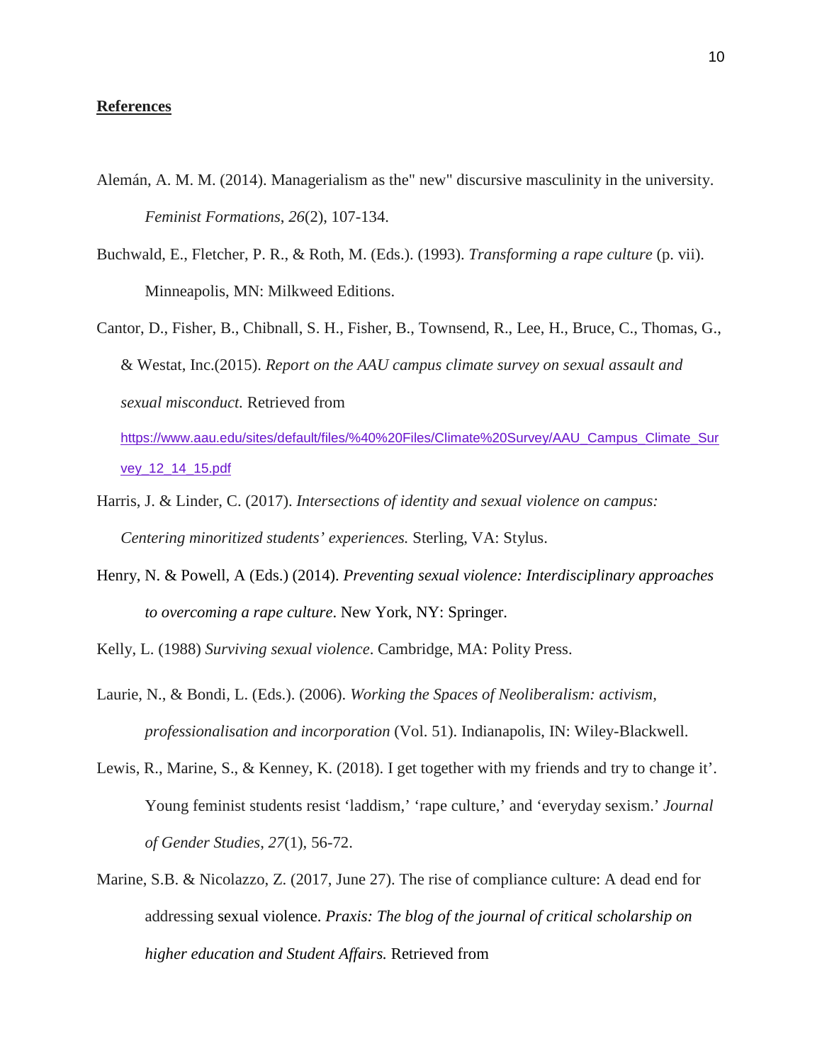**References**

Alemán, A. M. M. (2014). Managerialism as the" new" discursive masculinity in the university. *Feminist Formations*, *26*(2), 107-134.

Buchwald, E., Fletcher, P. R., & Roth, M. (Eds.). (1993). *Transforming a rape culture* (p. vii). Minneapolis, MN: Milkweed Editions.

Cantor, D., Fisher, B., Chibnall, S. H., Fisher, B., Townsend, R., Lee, H., Bruce, C., Thomas, G., & Westat, Inc.(2015). *Report on the AAU campus climate survey on sexual assault and sexual misconduct.* Retrieved from https://www.aau.edu/sites/default/files/%40%20Files/Climate%20Survey/AAU_Campus_Climate_Survey_12_14_15.pdf

Harris, J. & Linder, C. (2017). *Intersections of identity and sexual violence on campus: Centering minoritized students' experiences.* Sterling, VA: Stylus.

Henry, N. & Powell, A (Eds.) (2014). *Preventing sexual violence: Interdisciplinary approaches to overcoming a rape culture*. New York, NY: Springer.

Kelly, L. (1988) *Surviving sexual violence*. Cambridge, MA: Polity Press.

Laurie, N., & Bondi, L. (Eds.). (2006). *Working the Spaces of Neoliberalism: activism, professionalisation and incorporation* (Vol. 51). Indianapolis, IN: Wiley-Blackwell.

Lewis, R., Marine, S., & Kenney, K. (2018). I get together with my friends and try to change it'. Young feminist students resist 'laddism,' 'rape culture,' and 'everyday sexism.' *Journal of Gender Studies*, *27*(1), 56-72.

Marine, S.B. & Nicolazzo, Z. (2017, June 27). The rise of compliance culture: A dead end for addressing sexual violence. *Praxis: The blog of the journal of critical scholarship on higher education and Student Affairs.* Retrieved from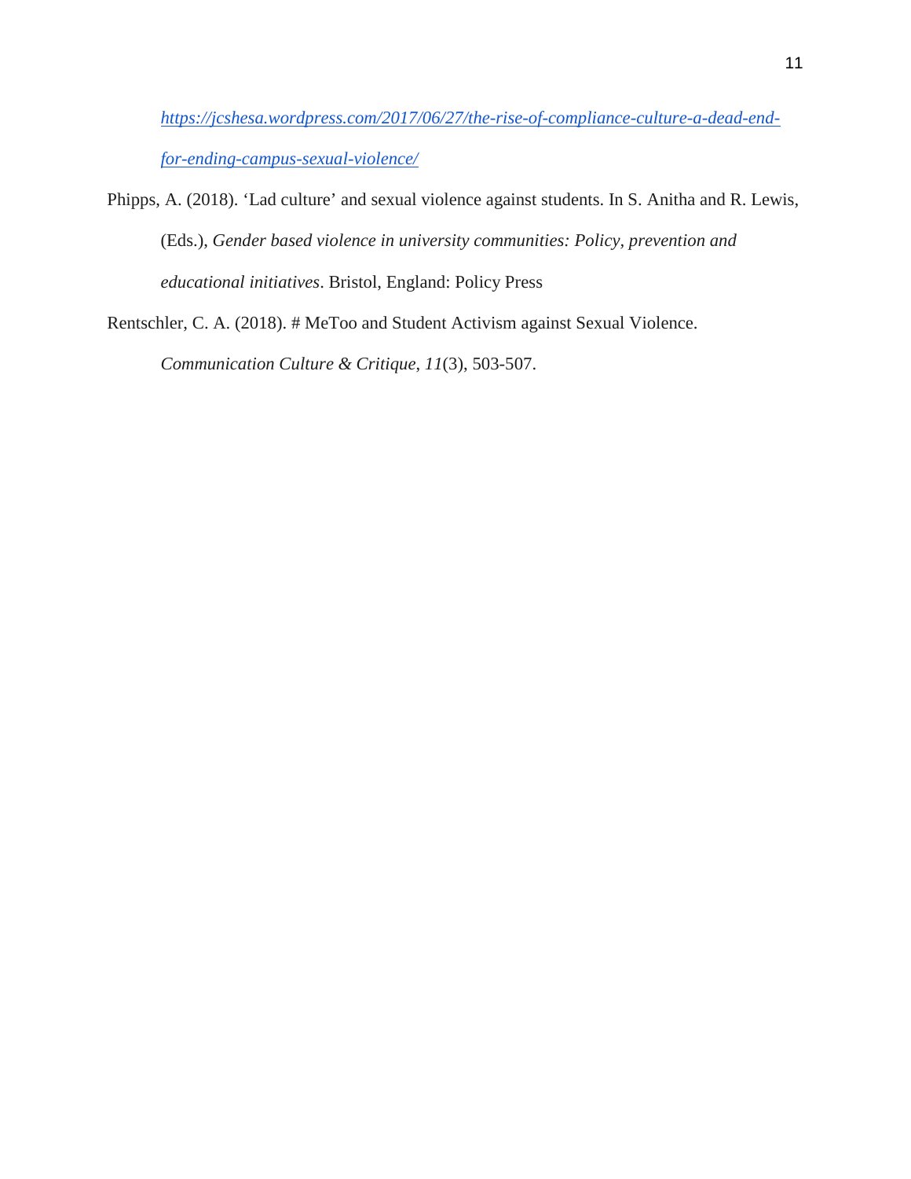https://jcshesa.wordpress.com/2017/06/27/the-rise-of-compliance-culture-a-dead-end-for-ending-campus-sexual-violence/

Phipps, A. (2018). 'Lad culture' and sexual violence against students. In S. Anitha and R. Lewis, (Eds.), *Gender based violence in university communities: Policy, prevention and educational initiatives*. Bristol, England: Policy Press

Rentschler, C. A. (2018). # MeToo and Student Activism against Sexual Violence. *Communication Culture & Critique*, *11*(3), 503-507.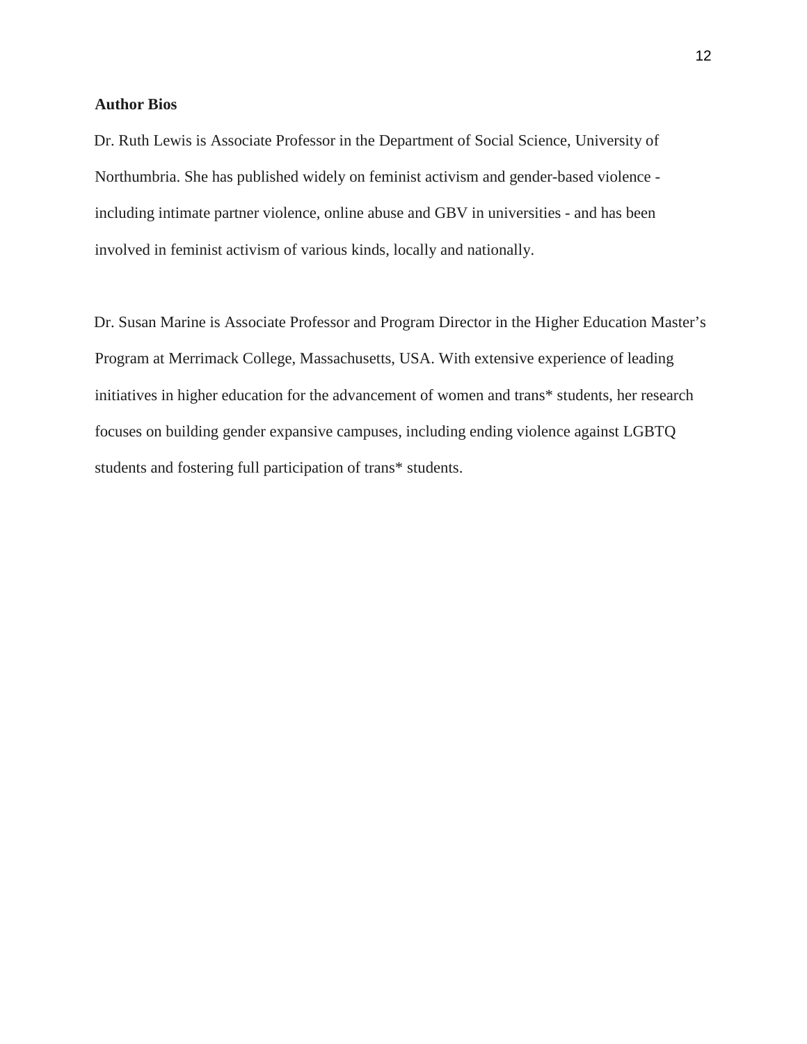**Author Bios**

Dr. Ruth Lewis is Associate Professor in the Department of Social Science, University of Northumbria. She has published widely on feminist activism and gender-based violence - including intimate partner violence, online abuse and GBV in universities - and has been involved in feminist activism of various kinds, locally and nationally.

Dr. Susan Marine is Associate Professor and Program Director in the Higher Education Master's Program at Merrimack College, Massachusetts, USA. With extensive experience of leading initiatives in higher education for the advancement of women and trans* students, her research focuses on building gender expansive campuses, including ending violence against LGBTQ students and fostering full participation of trans* students.